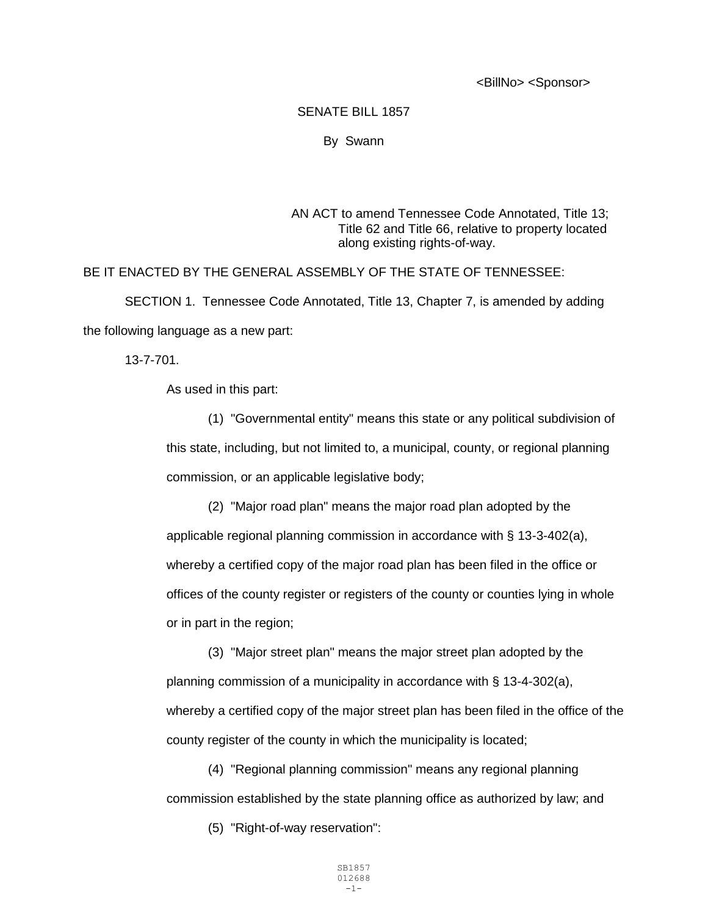<BillNo> <Sponsor>

SENATE BILL 1857

By Swann

AN ACT to amend Tennessee Code Annotated, Title 13; Title 62 and Title 66, relative to property located along existing rights-of-way.

BE IT ENACTED BY THE GENERAL ASSEMBLY OF THE STATE OF TENNESSEE:

SECTION 1. Tennessee Code Annotated, Title 13, Chapter 7, is amended by adding the following language as a new part:

13-7-701.

As used in this part:

(1) "Governmental entity" means this state or any political subdivision of this state, including, but not limited to, a municipal, county, or regional planning commission, or an applicable legislative body;

(2) "Major road plan" means the major road plan adopted by the applicable regional planning commission in accordance with § 13-3-402(a), whereby a certified copy of the major road plan has been filed in the office or offices of the county register or registers of the county or counties lying in whole or in part in the region;

(3) "Major street plan" means the major street plan adopted by the planning commission of a municipality in accordance with § 13-4-302(a), whereby a certified copy of the major street plan has been filed in the office of the county register of the county in which the municipality is located;

(4) "Regional planning commission" means any regional planning commission established by the state planning office as authorized by law; and

(5) "Right-of-way reservation":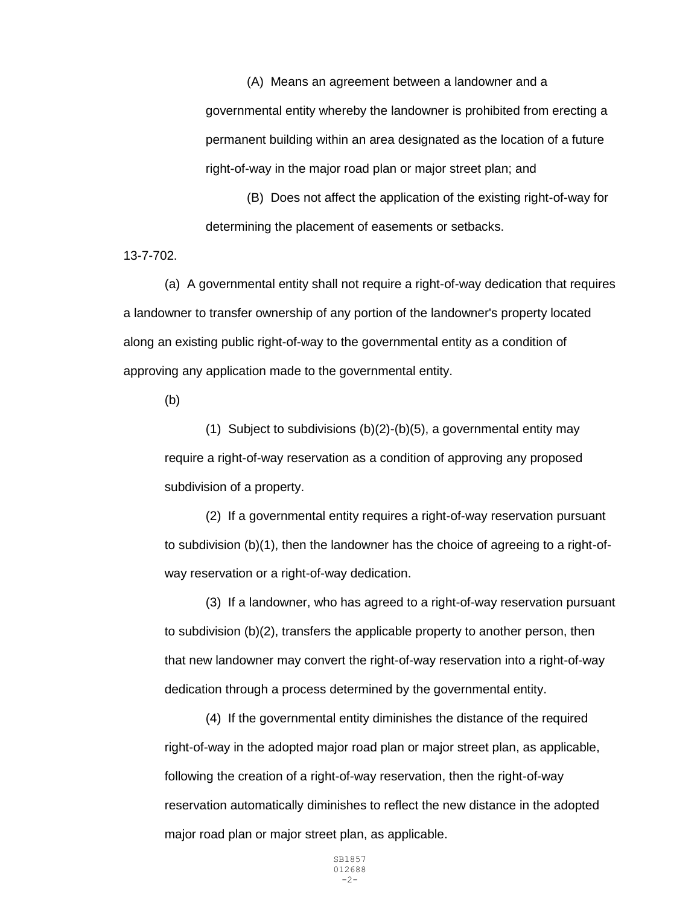(A) Means an agreement between a landowner and a governmental entity whereby the landowner is prohibited from erecting a permanent building within an area designated as the location of a future right-of-way in the major road plan or major street plan; and

(B) Does not affect the application of the existing right-of-way for determining the placement of easements or setbacks.

13-7-702.

(a) A governmental entity shall not require a right-of-way dedication that requires a landowner to transfer ownership of any portion of the landowner's property located along an existing public right-of-way to the governmental entity as a condition of approving any application made to the governmental entity.

(b)

(1) Subject to subdivisions (b)(2)-(b)(5), a governmental entity may require a right-of-way reservation as a condition of approving any proposed subdivision of a property.

(2) If a governmental entity requires a right-of-way reservation pursuant to subdivision (b)(1), then the landowner has the choice of agreeing to a right-of-way reservation or a right-of-way dedication.

(3) If a landowner, who has agreed to a right-of-way reservation pursuant to subdivision (b)(2), transfers the applicable property to another person, then that new landowner may convert the right-of-way reservation into a right-of-way dedication through a process determined by the governmental entity.

(4) If the governmental entity diminishes the distance of the required right-of-way in the adopted major road plan or major street plan, as applicable, following the creation of a right-of-way reservation, then the right-of-way reservation automatically diminishes to reflect the new distance in the adopted major road plan or major street plan, as applicable.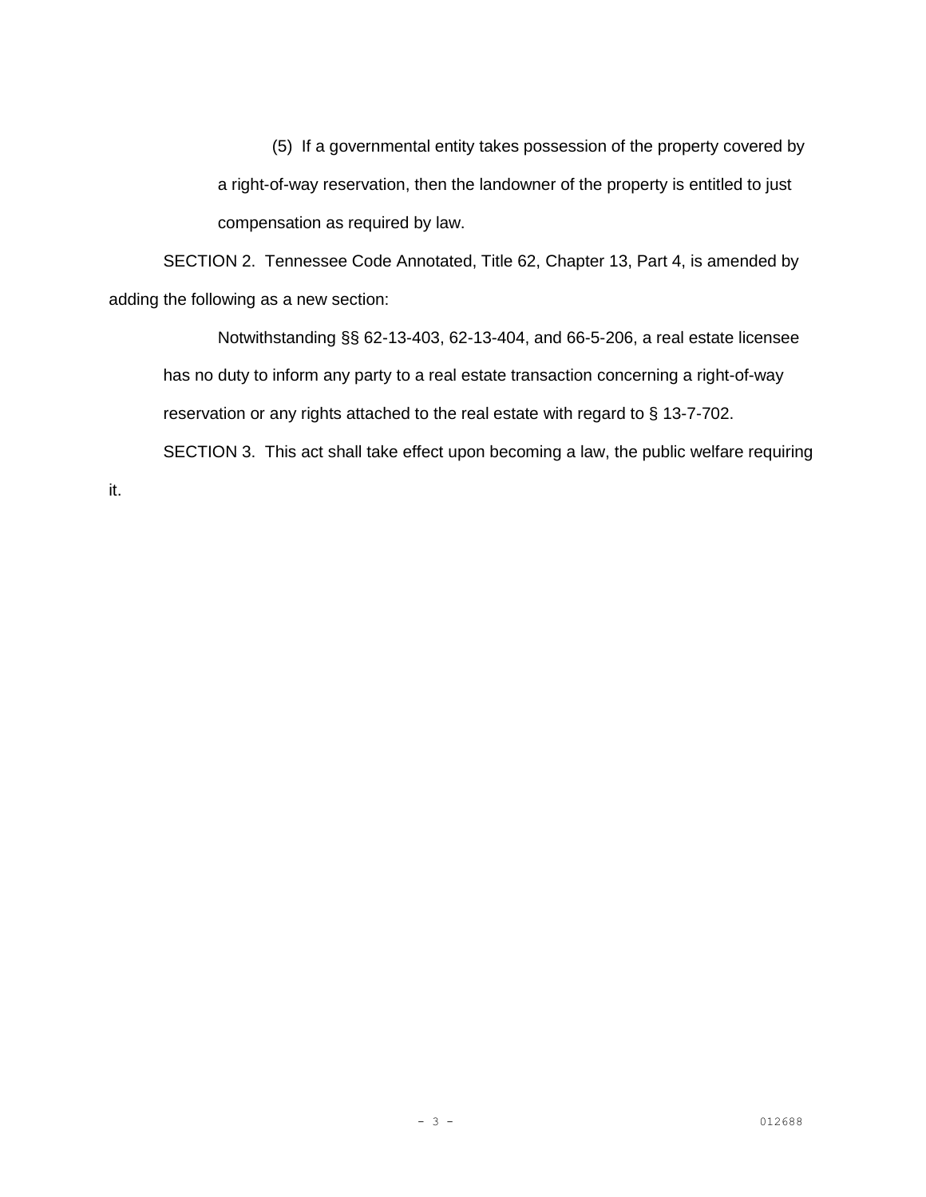(5) If a governmental entity takes possession of the property covered by a right-of-way reservation, then the landowner of the property is entitled to just compensation as required by law.

SECTION 2. Tennessee Code Annotated, Title 62, Chapter 13, Part 4, is amended by adding the following as a new section:

Notwithstanding §§ 62-13-403, 62-13-404, and 66-5-206, a real estate licensee has no duty to inform any party to a real estate transaction concerning a right-of-way reservation or any rights attached to the real estate with regard to § 13-7-702.

SECTION 3. This act shall take effect upon becoming a law, the public welfare requiring it.